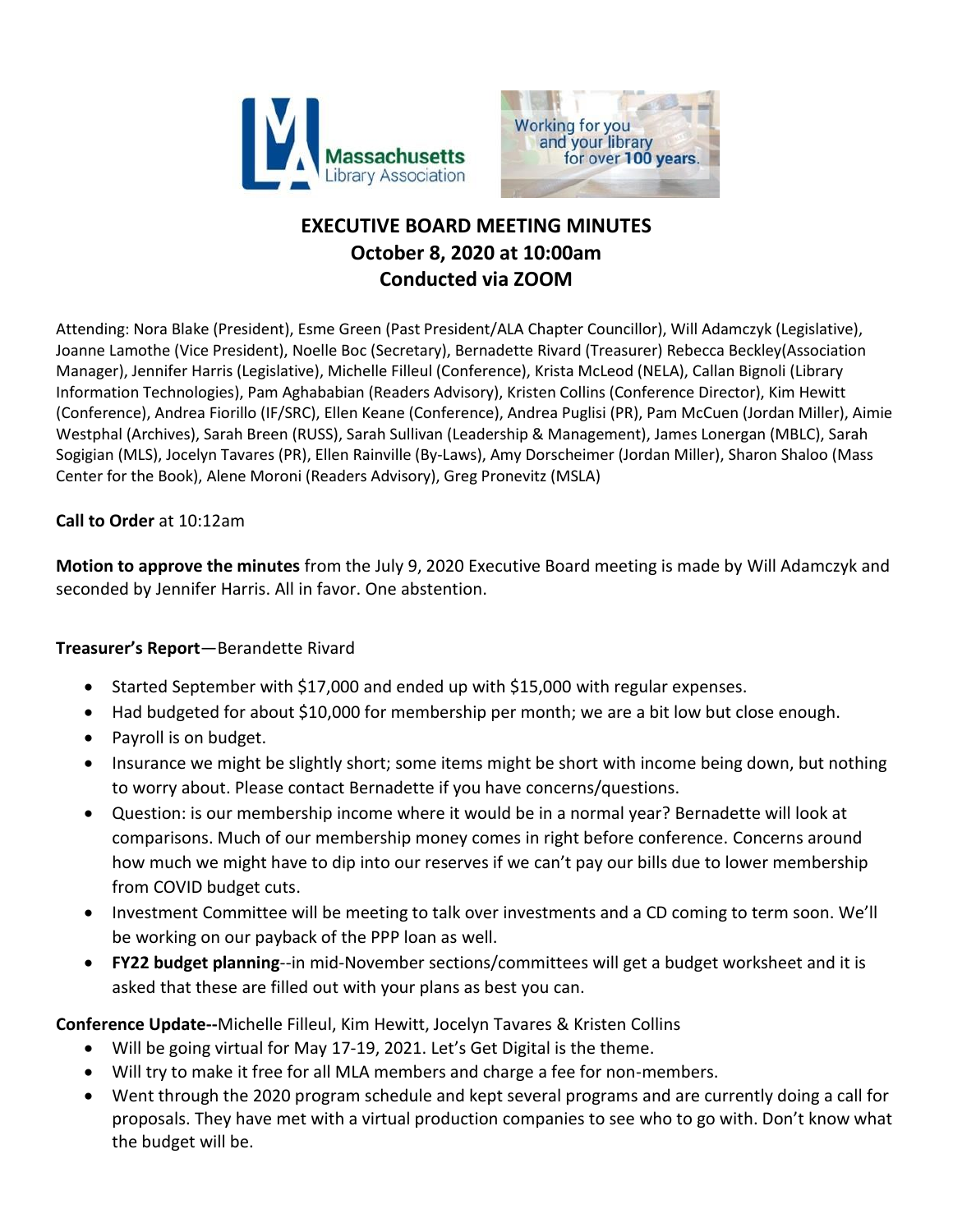# EXECUTIVE BOARD MEETING MINUTES
## October 8, 2020 at 10:00am
## Conducted via ZOOM

Attending: Nora Blake (President), Esme Green (Past President/ALA Chapter Councillor), Will Adamczyk (Legislative), Joanne Lamothe (Vice President), Noelle Boc (Secretary), Bernadette Rivard (Treasurer) Rebecca Beckley(Association Manager), Jennifer Harris (Legislative), Michelle Filleul (Conference), Krista McLeod (NELA), Callan Bignoli (Library Information Technologies), Pam Aghababian (Readers Advisory), Kristen Collins (Conference Director), Kim Hewitt (Conference), Andrea Fiorillo (IF/SRC), Ellen Keane (Conference), Andrea Puglisi (PR), Pam McCuen (Jordan Miller), Aimie Westphal (Archives), Sarah Breen (RUSS), Sarah Sullivan (Leadership & Management), James Lonergan (MBLC), Sarah Sogigian (MLS), Jocelyn Tavares (PR), Ellen Rainville (By-Laws), Amy Dorscheimer (Jordan Miller), Sharon Shaloo (Mass Center for the Book), Alene Moroni (Readers Advisory), Greg Pronevitz (MSLA)

**Call to Order** at 10:12am

**Motion to approve the minutes** from the July 9, 2020 Executive Board meeting is made by Will Adamczyk and seconded by Jennifer Harris. All in favor. One abstention.

**Treasurer's Report**—Berandette Rivard

- Started September with $17,000 and ended up with $15,000 with regular expenses.
- Had budgeted for about $10,000 for membership per month; we are a bit low but close enough.
- Payroll is on budget.
- Insurance we might be slightly short; some items might be short with income being down, but nothing to worry about. Please contact Bernadette if you have concerns/questions.
- Question: is our membership income where it would be in a normal year? Bernadette will look at comparisons. Much of our membership money comes in right before conference. Concerns around how much we might have to dip into our reserves if we can't pay our bills due to lower membership from COVID budget cuts.
- Investment Committee will be meeting to talk over investments and a CD coming to term soon. We'll be working on our payback of the PPP loan as well.
- **FY22 budget planning**--in mid-November sections/committees will get a budget worksheet and it is asked that these are filled out with your plans as best you can.

**Conference Update--**Michelle Filleul, Kim Hewitt, Jocelyn Tavares & Kristen Collins

- Will be going virtual for May 17-19, 2021. Let's Get Digital is the theme.
- Will try to make it free for all MLA members and charge a fee for non-members.
- Went through the 2020 program schedule and kept several programs and are currently doing a call for proposals. They have met with a virtual production companies to see who to go with. Don't know what the budget will be.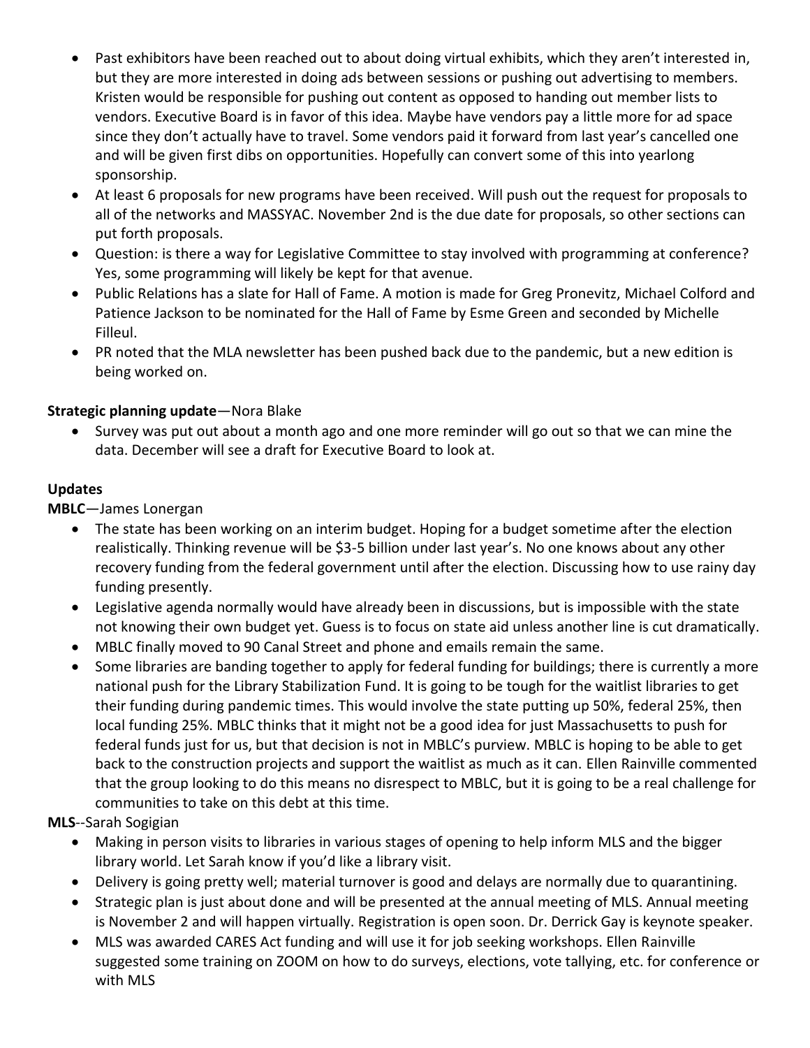- Past exhibitors have been reached out to about doing virtual exhibits, which they aren't interested in, but they are more interested in doing ads between sessions or pushing out advertising to members. Kristen would be responsible for pushing out content as opposed to handing out member lists to vendors. Executive Board is in favor of this idea. Maybe have vendors pay a little more for ad space since they don't actually have to travel. Some vendors paid it forward from last year's cancelled one and will be given first dibs on opportunities. Hopefully can convert some of this into yearlong sponsorship.
- At least 6 proposals for new programs have been received. Will push out the request for proposals to all of the networks and MASSYAC. November 2nd is the due date for proposals, so other sections can put forth proposals.
- Question: is there a way for Legislative Committee to stay involved with programming at conference? Yes, some programming will likely be kept for that avenue.
- Public Relations has a slate for Hall of Fame. A motion is made for Greg Pronevitz, Michael Colford and Patience Jackson to be nominated for the Hall of Fame by Esme Green and seconded by Michelle Filleul.
- PR noted that the MLA newsletter has been pushed back due to the pandemic, but a new edition is being worked on.

**Strategic planning update**—Nora Blake

- Survey was put out about a month ago and one more reminder will go out so that we can mine the data. December will see a draft for Executive Board to look at.

**Updates**

**MBLC**—James Lonergan

- The state has been working on an interim budget. Hoping for a budget sometime after the election realistically. Thinking revenue will be $3-5 billion under last year's. No one knows about any other recovery funding from the federal government until after the election. Discussing how to use rainy day funding presently.
- Legislative agenda normally would have already been in discussions, but is impossible with the state not knowing their own budget yet. Guess is to focus on state aid unless another line is cut dramatically.
- MBLC finally moved to 90 Canal Street and phone and emails remain the same.
- Some libraries are banding together to apply for federal funding for buildings; there is currently a more national push for the Library Stabilization Fund. It is going to be tough for the waitlist libraries to get their funding during pandemic times. This would involve the state putting up 50%, federal 25%, then local funding 25%. MBLC thinks that it might not be a good idea for just Massachusetts to push for federal funds just for us, but that decision is not in MBLC's purview. MBLC is hoping to be able to get back to the construction projects and support the waitlist as much as it can. Ellen Rainville commented that the group looking to do this means no disrespect to MBLC, but it is going to be a real challenge for communities to take on this debt at this time.

**MLS**--Sarah Sogigian

- Making in person visits to libraries in various stages of opening to help inform MLS and the bigger library world. Let Sarah know if you'd like a library visit.
- Delivery is going pretty well; material turnover is good and delays are normally due to quarantining.
- Strategic plan is just about done and will be presented at the annual meeting of MLS. Annual meeting is November 2 and will happen virtually. Registration is open soon. Dr. Derrick Gay is keynote speaker.
- MLS was awarded CARES Act funding and will use it for job seeking workshops. Ellen Rainville suggested some training on ZOOM on how to do surveys, elections, vote tallying, etc. for conference or with MLS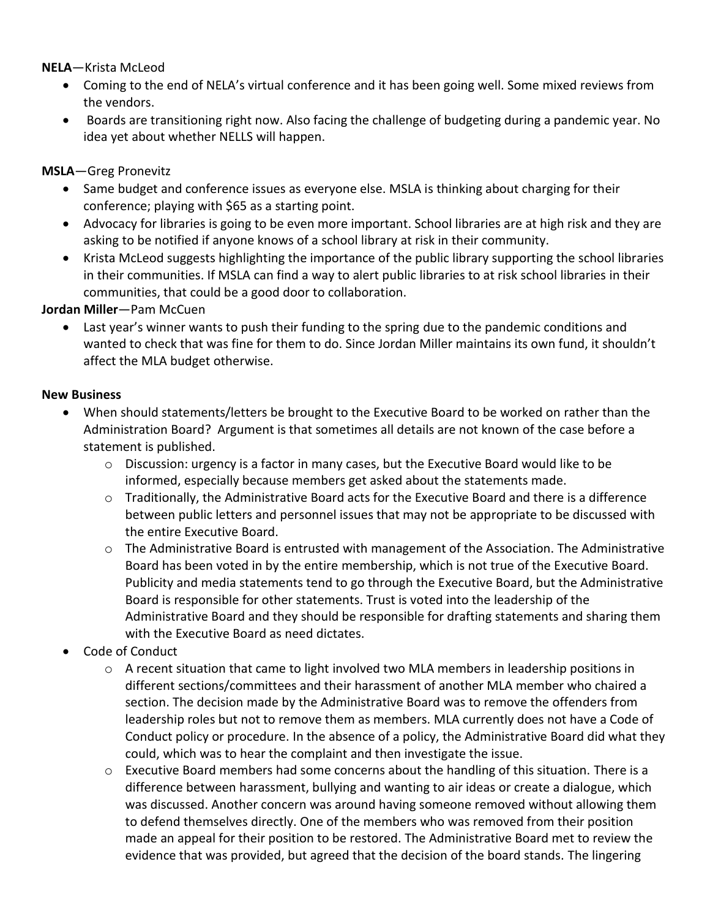**NELA**—Krista McLeod

- Coming to the end of NELA's virtual conference and it has been going well. Some mixed reviews from the vendors.
- Boards are transitioning right now. Also facing the challenge of budgeting during a pandemic year. No idea yet about whether NELLS will happen.

**MSLA**—Greg Pronevitz

- Same budget and conference issues as everyone else. MSLA is thinking about charging for their conference; playing with $65 as a starting point.
- Advocacy for libraries is going to be even more important. School libraries are at high risk and they are asking to be notified if anyone knows of a school library at risk in their community.
- Krista McLeod suggests highlighting the importance of the public library supporting the school libraries in their communities. If MSLA can find a way to alert public libraries to at risk school libraries in their communities, that could be a good door to collaboration.

**Jordan Miller**—Pam McCuen

- Last year's winner wants to push their funding to the spring due to the pandemic conditions and wanted to check that was fine for them to do. Since Jordan Miller maintains its own fund, it shouldn't affect the MLA budget otherwise.

**New Business**

- When should statements/letters be brought to the Executive Board to be worked on rather than the Administration Board? Argument is that sometimes all details are not known of the case before a statement is published.
  - Discussion: urgency is a factor in many cases, but the Executive Board would like to be informed, especially because members get asked about the statements made.
  - Traditionally, the Administrative Board acts for the Executive Board and there is a difference between public letters and personnel issues that may not be appropriate to be discussed with the entire Executive Board.
  - The Administrative Board is entrusted with management of the Association. The Administrative Board has been voted in by the entire membership, which is not true of the Executive Board. Publicity and media statements tend to go through the Executive Board, but the Administrative Board is responsible for other statements. Trust is voted into the leadership of the Administrative Board and they should be responsible for drafting statements and sharing them with the Executive Board as need dictates.
- Code of Conduct
  - A recent situation that came to light involved two MLA members in leadership positions in different sections/committees and their harassment of another MLA member who chaired a section. The decision made by the Administrative Board was to remove the offenders from leadership roles but not to remove them as members. MLA currently does not have a Code of Conduct policy or procedure. In the absence of a policy, the Administrative Board did what they could, which was to hear the complaint and then investigate the issue.
  - Executive Board members had some concerns about the handling of this situation. There is a difference between harassment, bullying and wanting to air ideas or create a dialogue, which was discussed. Another concern was around having someone removed without allowing them to defend themselves directly. One of the members who was removed from their position made an appeal for their position to be restored. The Administrative Board met to review the evidence that was provided, but agreed that the decision of the board stands. The lingering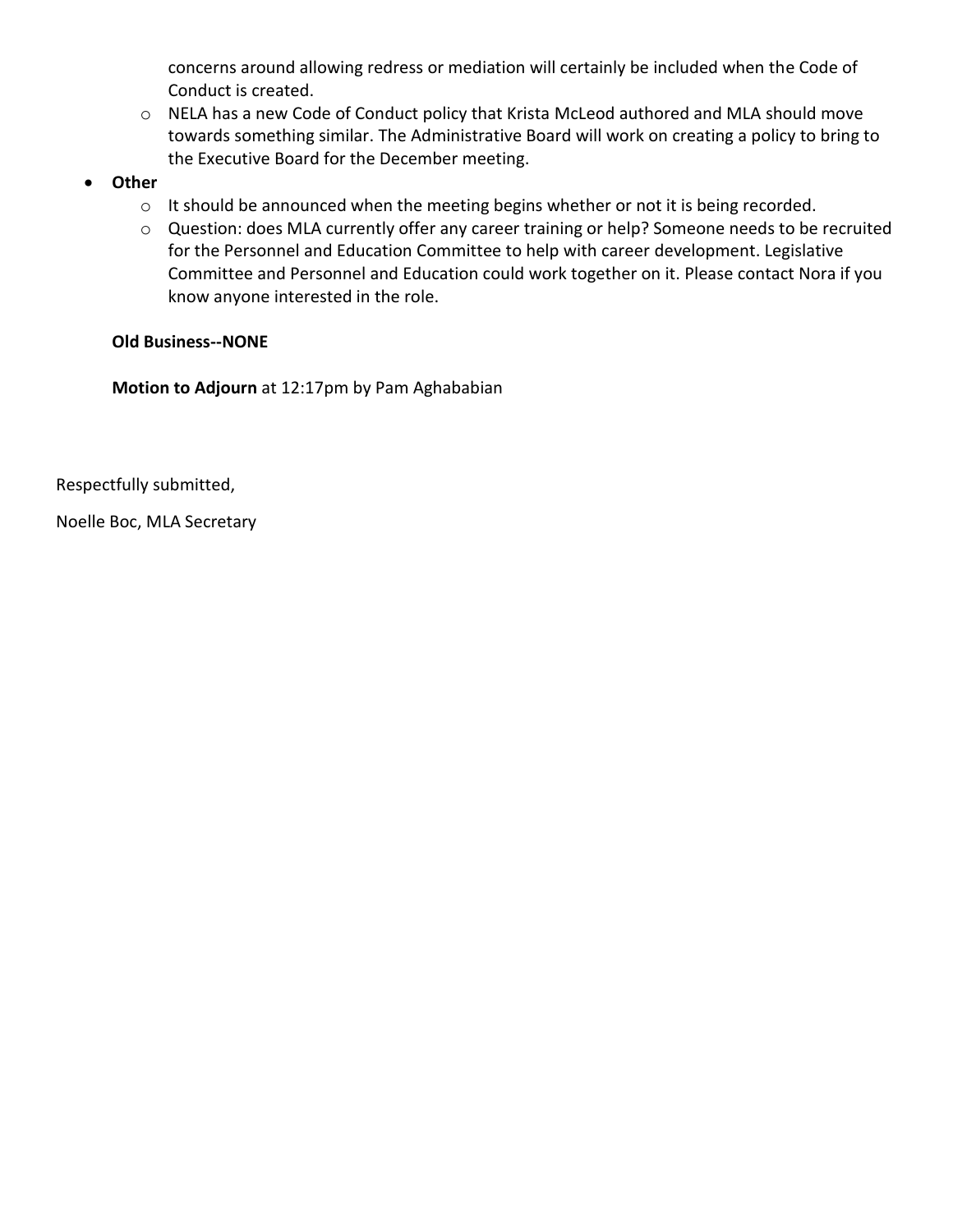concerns around allowing redress or mediation will certainly be included when the Code of Conduct is created.
  - NELA has a new Code of Conduct policy that Krista McLeod authored and MLA should move towards something similar. The Administrative Board will work on creating a policy to bring to the Executive Board for the December meeting.
- **Other**
  - It should be announced when the meeting begins whether or not it is being recorded.
  - Question: does MLA currently offer any career training or help? Someone needs to be recruited for the Personnel and Education Committee to help with career development. Legislative Committee and Personnel and Education could work together on it. Please contact Nora if you know anyone interested in the role.

**Old Business--NONE**

**Motion to Adjourn** at 12:17pm by Pam Aghababian

Respectfully submitted,

Noelle Boc, MLA Secretary